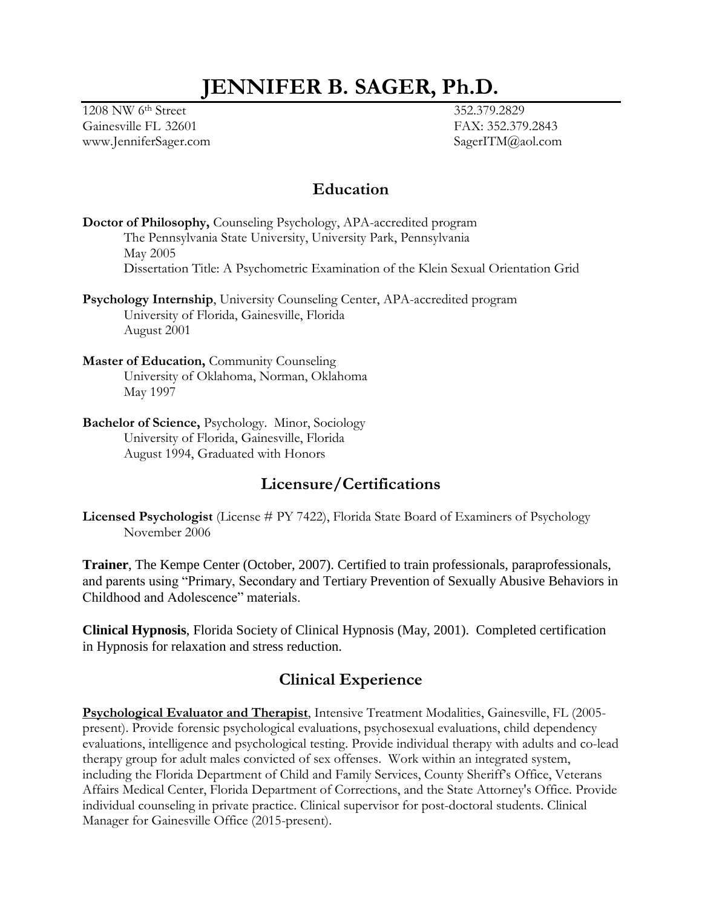# JENNIFER B. SAGER, Ph.D.

1208 NW 6th Street
Gainesville FL 32601
www.JenniferSager.com

352.379.2829
FAX: 352.379.2843
SagerITM@aol.com

## Education

**Doctor of Philosophy,** Counseling Psychology, APA-accredited program
The Pennsylvania State University, University Park, Pennsylvania
May 2005
Dissertation Title: A Psychometric Examination of the Klein Sexual Orientation Grid

**Psychology Internship**, University Counseling Center, APA-accredited program
University of Florida, Gainesville, Florida
August 2001

**Master of Education,** Community Counseling
University of Oklahoma, Norman, Oklahoma
May 1997

**Bachelor of Science,** Psychology. Minor, Sociology
University of Florida, Gainesville, Florida
August 1994, Graduated with Honors

## Licensure/Certifications

**Licensed Psychologist** (License # PY 7422), Florida State Board of Examiners of Psychology
November 2006

**Trainer**, The Kempe Center (October, 2007). Certified to train professionals, paraprofessionals, and parents using "Primary, Secondary and Tertiary Prevention of Sexually Abusive Behaviors in Childhood and Adolescence" materials.

**Clinical Hypnosis**, Florida Society of Clinical Hypnosis (May, 2001). Completed certification in Hypnosis for relaxation and stress reduction.

## Clinical Experience

**Psychological Evaluator and Therapist**, Intensive Treatment Modalities, Gainesville, FL (2005-present). Provide forensic psychological evaluations, psychosexual evaluations, child dependency evaluations, intelligence and psychological testing. Provide individual therapy with adults and co-lead therapy group for adult males convicted of sex offenses. Work within an integrated system, including the Florida Department of Child and Family Services, County Sheriff's Office, Veterans Affairs Medical Center, Florida Department of Corrections, and the State Attorney's Office. Provide individual counseling in private practice. Clinical supervisor for post-doctoral students. Clinical Manager for Gainesville Office (2015-present).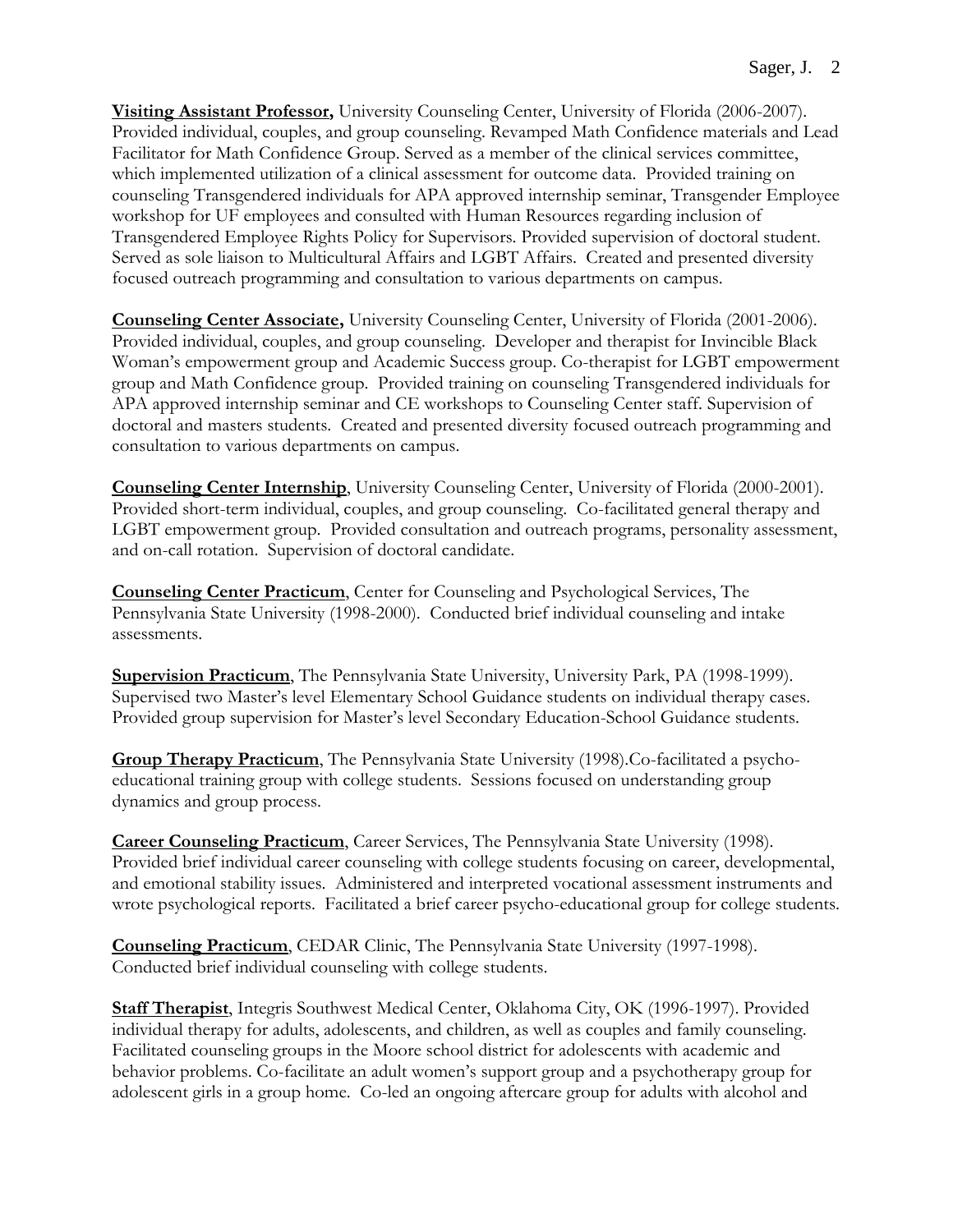**Visiting Assistant Professor,** University Counseling Center, University of Florida (2006-2007). Provided individual, couples, and group counseling. Revamped Math Confidence materials and Lead Facilitator for Math Confidence Group. Served as a member of the clinical services committee, which implemented utilization of a clinical assessment for outcome data. Provided training on counseling Transgendered individuals for APA approved internship seminar, Transgender Employee workshop for UF employees and consulted with Human Resources regarding inclusion of Transgendered Employee Rights Policy for Supervisors. Provided supervision of doctoral student. Served as sole liaison to Multicultural Affairs and LGBT Affairs. Created and presented diversity focused outreach programming and consultation to various departments on campus.

**Counseling Center Associate,** University Counseling Center, University of Florida (2001-2006). Provided individual, couples, and group counseling. Developer and therapist for Invincible Black Woman's empowerment group and Academic Success group. Co-therapist for LGBT empowerment group and Math Confidence group. Provided training on counseling Transgendered individuals for APA approved internship seminar and CE workshops to Counseling Center staff. Supervision of doctoral and masters students. Created and presented diversity focused outreach programming and consultation to various departments on campus.

**Counseling Center Internship**, University Counseling Center, University of Florida (2000-2001). Provided short-term individual, couples, and group counseling. Co-facilitated general therapy and LGBT empowerment group. Provided consultation and outreach programs, personality assessment, and on-call rotation. Supervision of doctoral candidate.

**Counseling Center Practicum**, Center for Counseling and Psychological Services, The Pennsylvania State University (1998-2000). Conducted brief individual counseling and intake assessments.

**Supervision Practicum**, The Pennsylvania State University, University Park, PA (1998-1999). Supervised two Master's level Elementary School Guidance students on individual therapy cases. Provided group supervision for Master's level Secondary Education-School Guidance students.

**Group Therapy Practicum**, The Pennsylvania State University (1998).Co-facilitated a psycho-educational training group with college students. Sessions focused on understanding group dynamics and group process.

**Career Counseling Practicum**, Career Services, The Pennsylvania State University (1998). Provided brief individual career counseling with college students focusing on career, developmental, and emotional stability issues. Administered and interpreted vocational assessment instruments and wrote psychological reports. Facilitated a brief career psycho-educational group for college students.

**Counseling Practicum**, CEDAR Clinic, The Pennsylvania State University (1997-1998). Conducted brief individual counseling with college students.

**Staff Therapist**, Integris Southwest Medical Center, Oklahoma City, OK (1996-1997). Provided individual therapy for adults, adolescents, and children, as well as couples and family counseling. Facilitated counseling groups in the Moore school district for adolescents with academic and behavior problems. Co-facilitate an adult women's support group and a psychotherapy group for adolescent girls in a group home. Co-led an ongoing aftercare group for adults with alcohol and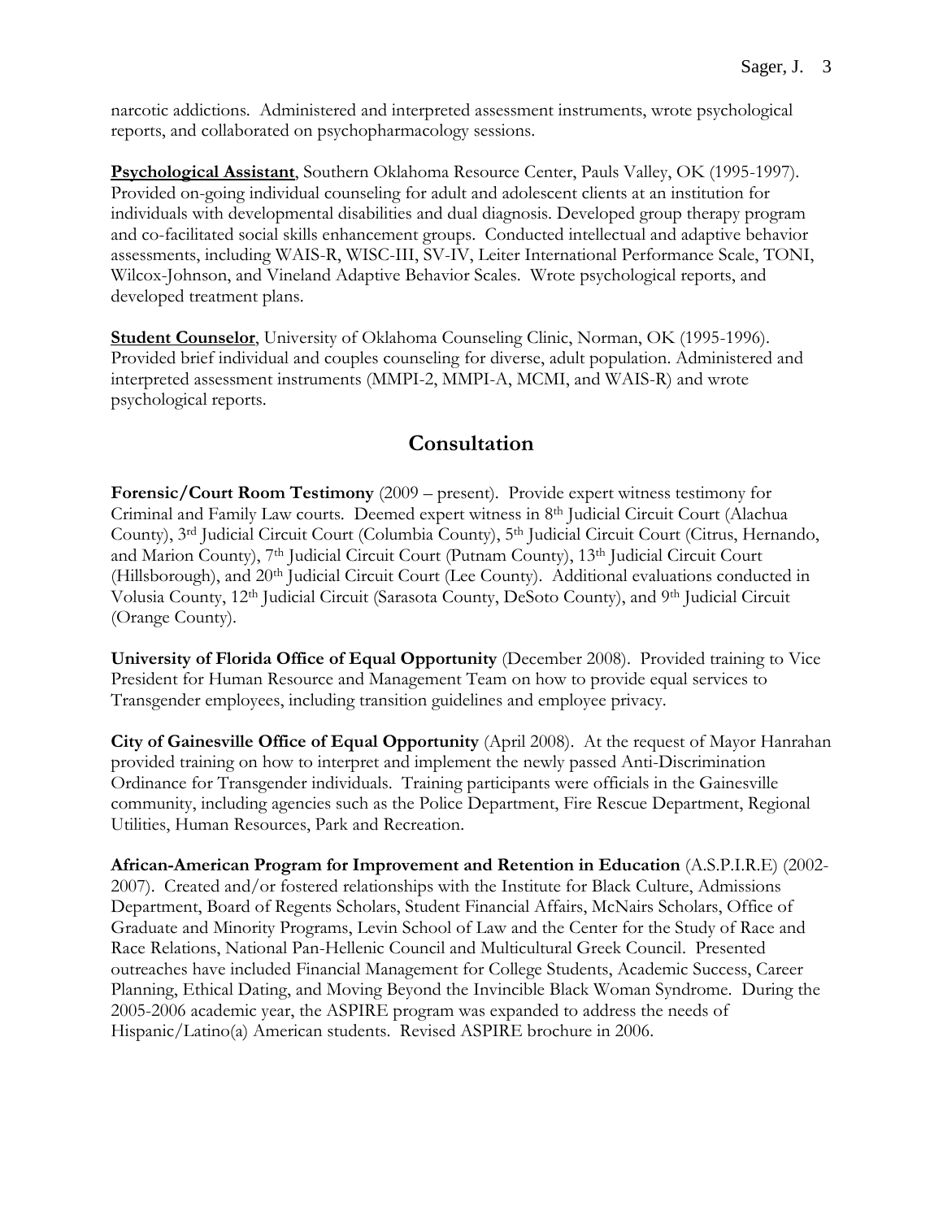narcotic addictions. Administered and interpreted assessment instruments, wrote psychological reports, and collaborated on psychopharmacology sessions.

**Psychological Assistant**, Southern Oklahoma Resource Center, Pauls Valley, OK (1995-1997). Provided on-going individual counseling for adult and adolescent clients at an institution for individuals with developmental disabilities and dual diagnosis. Developed group therapy program and co-facilitated social skills enhancement groups. Conducted intellectual and adaptive behavior assessments, including WAIS-R, WISC-III, SV-IV, Leiter International Performance Scale, TONI, Wilcox-Johnson, and Vineland Adaptive Behavior Scales. Wrote psychological reports, and developed treatment plans.

**Student Counselor**, University of Oklahoma Counseling Clinic, Norman, OK (1995-1996). Provided brief individual and couples counseling for diverse, adult population. Administered and interpreted assessment instruments (MMPI-2, MMPI-A, MCMI, and WAIS-R) and wrote psychological reports.

## Consultation

**Forensic/Court Room Testimony** (2009 – present). Provide expert witness testimony for Criminal and Family Law courts. Deemed expert witness in 8th Judicial Circuit Court (Alachua County), 3rd Judicial Circuit Court (Columbia County), 5th Judicial Circuit Court (Citrus, Hernando, and Marion County), 7th Judicial Circuit Court (Putnam County), 13th Judicial Circuit Court (Hillsborough), and 20th Judicial Circuit Court (Lee County). Additional evaluations conducted in Volusia County, 12th Judicial Circuit (Sarasota County, DeSoto County), and 9th Judicial Circuit (Orange County).

**University of Florida Office of Equal Opportunity** (December 2008). Provided training to Vice President for Human Resource and Management Team on how to provide equal services to Transgender employees, including transition guidelines and employee privacy.

**City of Gainesville Office of Equal Opportunity** (April 2008). At the request of Mayor Hanrahan provided training on how to interpret and implement the newly passed Anti-Discrimination Ordinance for Transgender individuals. Training participants were officials in the Gainesville community, including agencies such as the Police Department, Fire Rescue Department, Regional Utilities, Human Resources, Park and Recreation.

**African-American Program for Improvement and Retention in Education** (A.S.P.I.R.E) (2002-2007). Created and/or fostered relationships with the Institute for Black Culture, Admissions Department, Board of Regents Scholars, Student Financial Affairs, McNairs Scholars, Office of Graduate and Minority Programs, Levin School of Law and the Center for the Study of Race and Race Relations, National Pan-Hellenic Council and Multicultural Greek Council. Presented outreaches have included Financial Management for College Students, Academic Success, Career Planning, Ethical Dating, and Moving Beyond the Invincible Black Woman Syndrome. During the 2005-2006 academic year, the ASPIRE program was expanded to address the needs of Hispanic/Latino(a) American students. Revised ASPIRE brochure in 2006.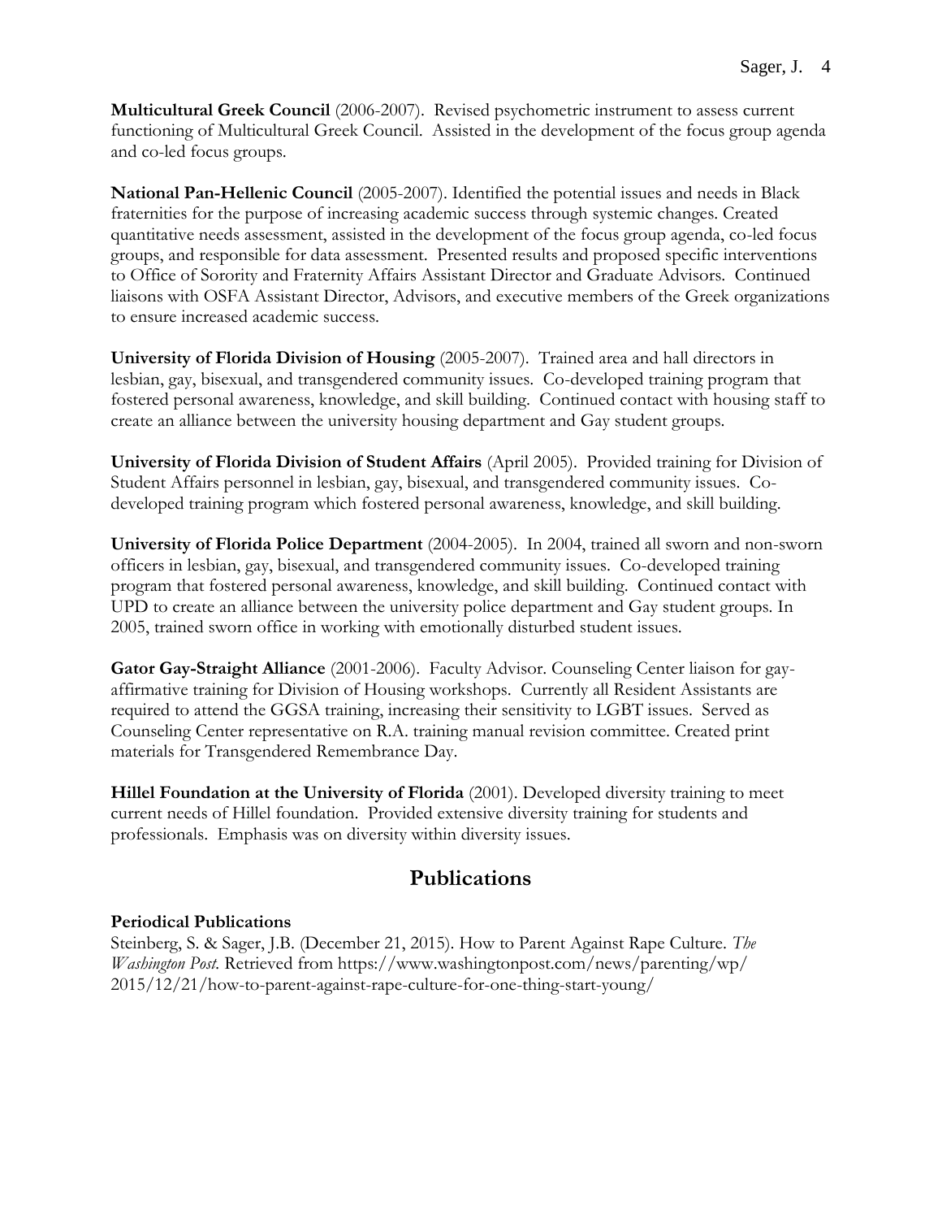**Multicultural Greek Council** (2006-2007). Revised psychometric instrument to assess current functioning of Multicultural Greek Council. Assisted in the development of the focus group agenda and co-led focus groups.

**National Pan-Hellenic Council** (2005-2007). Identified the potential issues and needs in Black fraternities for the purpose of increasing academic success through systemic changes. Created quantitative needs assessment, assisted in the development of the focus group agenda, co-led focus groups, and responsible for data assessment. Presented results and proposed specific interventions to Office of Sorority and Fraternity Affairs Assistant Director and Graduate Advisors. Continued liaisons with OSFA Assistant Director, Advisors, and executive members of the Greek organizations to ensure increased academic success.

**University of Florida Division of Housing** (2005-2007). Trained area and hall directors in lesbian, gay, bisexual, and transgendered community issues. Co-developed training program that fostered personal awareness, knowledge, and skill building. Continued contact with housing staff to create an alliance between the university housing department and Gay student groups.

**University of Florida Division of Student Affairs** (April 2005). Provided training for Division of Student Affairs personnel in lesbian, gay, bisexual, and transgendered community issues. Co-developed training program which fostered personal awareness, knowledge, and skill building.

**University of Florida Police Department** (2004-2005). In 2004, trained all sworn and non-sworn officers in lesbian, gay, bisexual, and transgendered community issues. Co-developed training program that fostered personal awareness, knowledge, and skill building. Continued contact with UPD to create an alliance between the university police department and Gay student groups. In 2005, trained sworn office in working with emotionally disturbed student issues.

**Gator Gay-Straight Alliance** (2001-2006). Faculty Advisor. Counseling Center liaison for gay-affirmative training for Division of Housing workshops. Currently all Resident Assistants are required to attend the GGSA training, increasing their sensitivity to LGBT issues. Served as Counseling Center representative on R.A. training manual revision committee. Created print materials for Transgendered Remembrance Day.

**Hillel Foundation at the University of Florida** (2001). Developed diversity training to meet current needs of Hillel foundation. Provided extensive diversity training for students and professionals. Emphasis was on diversity within diversity issues.

## Publications

**Periodical Publications**

Steinberg, S. & Sager, J.B. (December 21, 2015). How to Parent Against Rape Culture. *The Washington Post.* Retrieved from https://www.washingtonpost.com/news/parenting/wp/2015/12/21/how-to-parent-against-rape-culture-for-one-thing-start-young/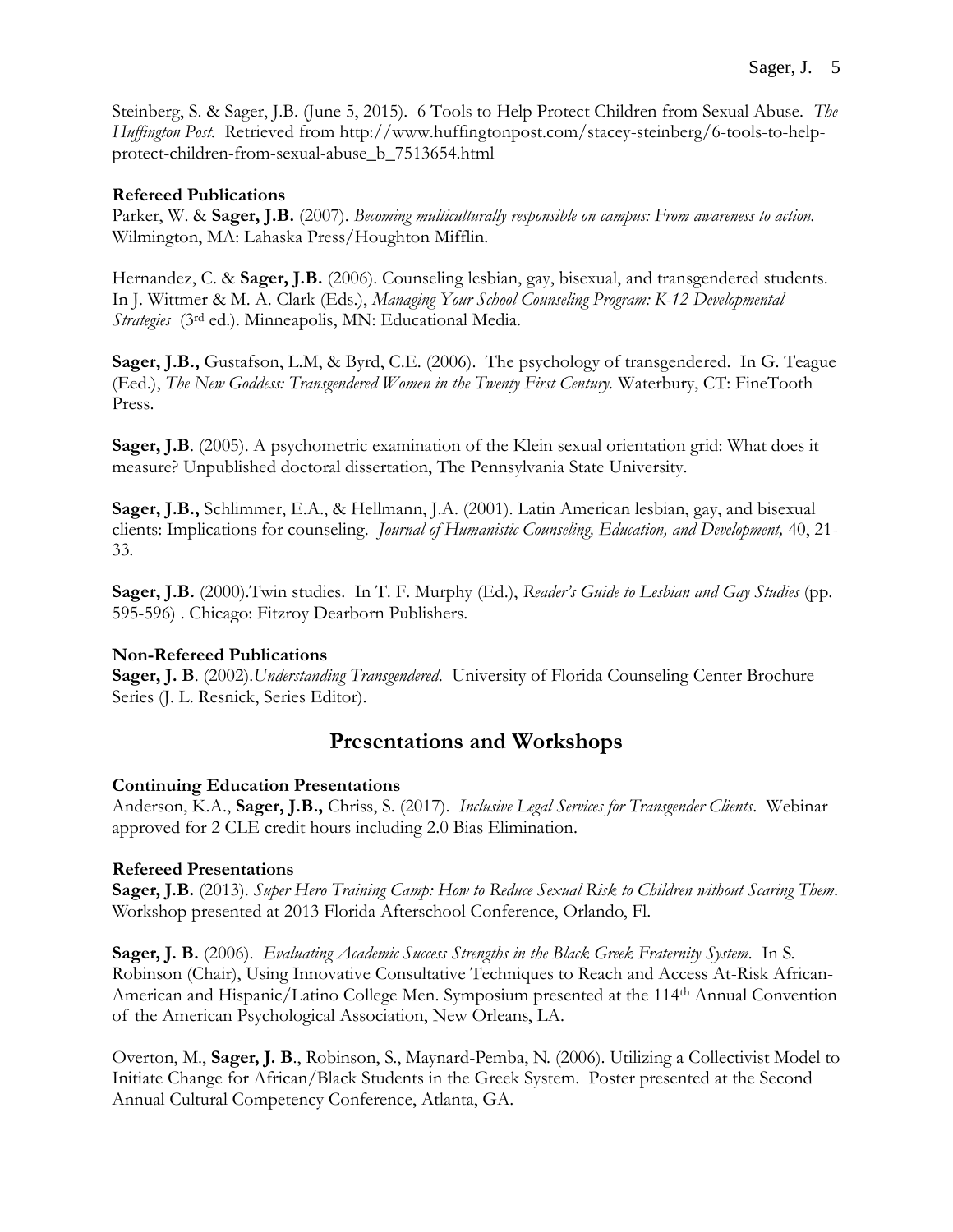Steinberg, S. & Sager, J.B. (June 5, 2015). 6 Tools to Help Protect Children from Sexual Abuse. *The Huffington Post.* Retrieved from http://www.huffingtonpost.com/stacey-steinberg/6-tools-to-help-protect-children-from-sexual-abuse_b_7513654.html

**Refereed Publications**

Parker, W. & **Sager, J.B.** (2007). *Becoming multiculturally responsible on campus: From awareness to action.* Wilmington, MA: Lahaska Press/Houghton Mifflin.

Hernandez, C. & **Sager, J.B.** (2006). Counseling lesbian, gay, bisexual, and transgendered students. In J. Wittmer & M. A. Clark (Eds.), *Managing Your School Counseling Program: K-12 Developmental Strategies* (3rd ed.). Minneapolis, MN: Educational Media.

**Sager, J.B.,** Gustafson, L.M, & Byrd, C.E. (2006). The psychology of transgendered. In G. Teague (Eed.), *The New Goddess: Transgendered Women in the Twenty First Century.* Waterbury, CT: FineTooth Press.

**Sager, J.B**. (2005). A psychometric examination of the Klein sexual orientation grid: What does it measure? Unpublished doctoral dissertation, The Pennsylvania State University.

**Sager, J.B.,** Schlimmer, E.A., & Hellmann, J.A. (2001). Latin American lesbian, gay, and bisexual clients: Implications for counseling. *Journal of Humanistic Counseling, Education, and Development,* 40, 21-33.

**Sager, J.B.** (2000).Twin studies. In T. F. Murphy (Ed.), *Reader's Guide to Lesbian and Gay Studies* (pp. 595-596) . Chicago: Fitzroy Dearborn Publishers.

**Non-Refereed Publications**

**Sager, J. B**. (2002).*Understanding Transgendered*. University of Florida Counseling Center Brochure Series (J. L. Resnick, Series Editor).

## Presentations and Workshops

**Continuing Education Presentations**

Anderson, K.A., **Sager, J.B.,** Chriss, S. (2017). *Inclusive Legal Services for Transgender Clients*. Webinar approved for 2 CLE credit hours including 2.0 Bias Elimination.

**Refereed Presentations**

**Sager, J.B.** (2013). *Super Hero Training Camp: How to Reduce Sexual Risk to Children without Scaring Them*. Workshop presented at 2013 Florida Afterschool Conference, Orlando, Fl.

**Sager, J. B.** (2006). *Evaluating Academic Success Strengths in the Black Greek Fraternity System*. In S. Robinson (Chair), Using Innovative Consultative Techniques to Reach and Access At-Risk African-American and Hispanic/Latino College Men. Symposium presented at the 114th Annual Convention of the American Psychological Association, New Orleans, LA.

Overton, M., **Sager, J. B**., Robinson, S., Maynard-Pemba, N. (2006). Utilizing a Collectivist Model to Initiate Change for African/Black Students in the Greek System. Poster presented at the Second Annual Cultural Competency Conference, Atlanta, GA.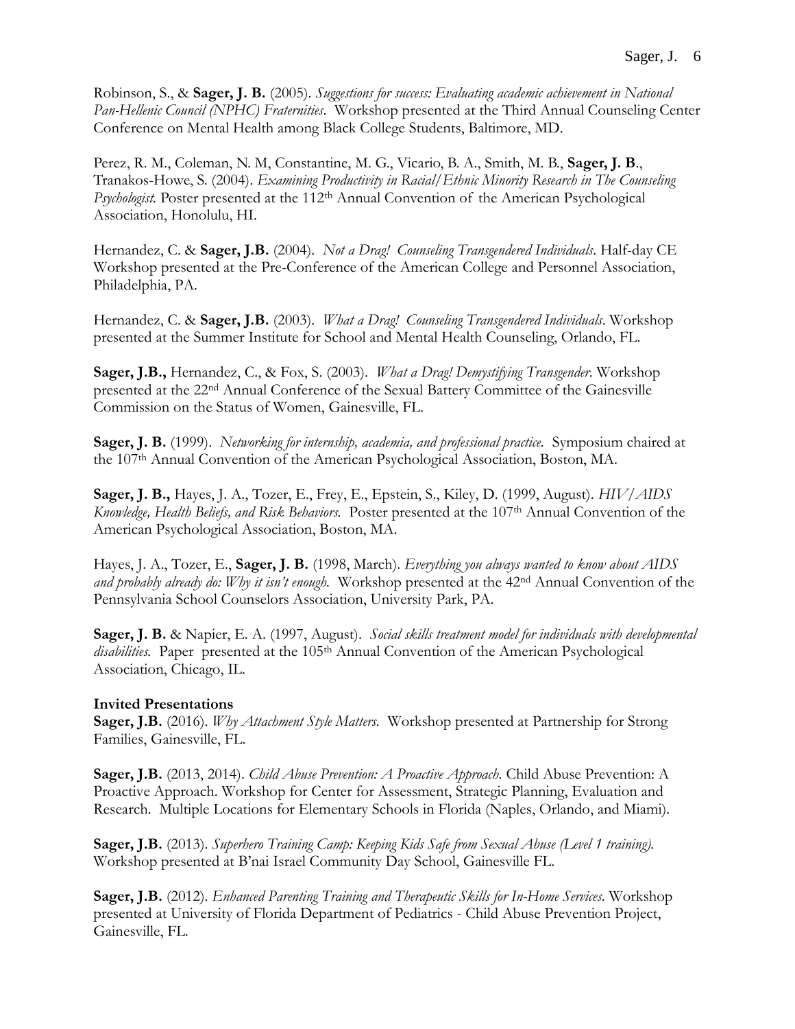Robinson, S., & **Sager, J. B.** (2005). *Suggestions for success: Evaluating academic achievement in National Pan-Hellenic Council (NPHC) Fraternities*. Workshop presented at the Third Annual Counseling Center Conference on Mental Health among Black College Students, Baltimore, MD.

Perez, R. M., Coleman, N. M, Constantine, M. G., Vicario, B. A., Smith, M. B., **Sager, J. B**., Tranakos-Howe, S. (2004). *Examining Productivity in Racial/Ethnic Minority Research in The Counseling Psychologist.* Poster presented at the 112th Annual Convention of the American Psychological Association, Honolulu, HI.

Hernandez, C. & **Sager, J.B.** (2004). *Not a Drag! Counseling Transgendered Individuals*. Half-day CE Workshop presented at the Pre-Conference of the American College and Personnel Association, Philadelphia, PA.

Hernandez, C. & **Sager, J.B.** (2003). *What a Drag! Counseling Transgendered Individuals*. Workshop presented at the Summer Institute for School and Mental Health Counseling, Orlando, FL.

**Sager, J.B.,** Hernandez, C., & Fox, S. (2003). *What a Drag! Demystifying Transgender*. Workshop presented at the 22nd Annual Conference of the Sexual Battery Committee of the Gainesville Commission on the Status of Women, Gainesville, FL.

**Sager, J. B.** (1999). *Networking for internship, academia, and professional practice.* Symposium chaired at the 107th Annual Convention of the American Psychological Association, Boston, MA.

**Sager, J. B.,** Hayes, J. A., Tozer, E., Frey, E., Epstein, S., Kiley, D. (1999, August). *HIV/AIDS Knowledge, Health Beliefs, and Risk Behaviors.* Poster presented at the 107th Annual Convention of the American Psychological Association, Boston, MA.

Hayes, J. A., Tozer, E., **Sager, J. B.** (1998, March). *Everything you always wanted to know about AIDS and probably already do: Why it isn't enough.* Workshop presented at the 42nd Annual Convention of the Pennsylvania School Counselors Association, University Park, PA.

**Sager, J. B.** & Napier, E. A. (1997, August). *Social skills treatment model for individuals with developmental disabilities.* Paper presented at the 105th Annual Convention of the American Psychological Association, Chicago, IL.

**Invited Presentations**

**Sager, J.B.** (2016). *Why Attachment Style Matters.* Workshop presented at Partnership for Strong Families, Gainesville, FL.

**Sager, J.B.** (2013, 2014). *Child Abuse Prevention: A Proactive Approach.* Child Abuse Prevention: A Proactive Approach. Workshop for Center for Assessment, Strategic Planning, Evaluation and Research. Multiple Locations for Elementary Schools in Florida (Naples, Orlando, and Miami).

**Sager, J.B.** (2013). *Superhero Training Camp: Keeping Kids Safe from Sexual Abuse (Level 1 training).* Workshop presented at B'nai Israel Community Day School, Gainesville FL.

**Sager, J.B.** (2012). *Enhanced Parenting Training and Therapeutic Skills for In-Home Services*. Workshop presented at University of Florida Department of Pediatrics - Child Abuse Prevention Project, Gainesville, FL.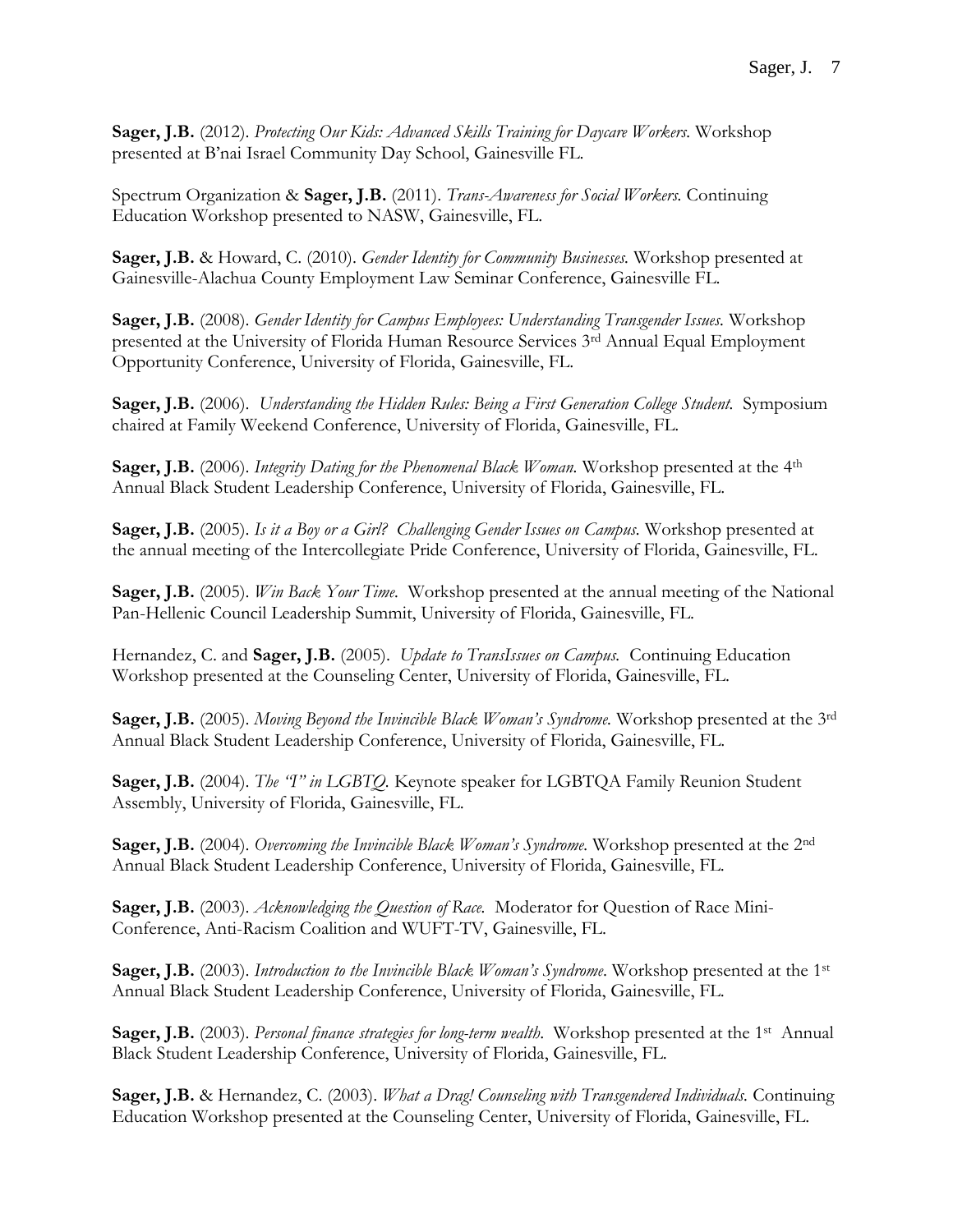**Sager, J.B.** (2012). *Protecting Our Kids: Advanced Skills Training for Daycare Workers.* Workshop presented at B'nai Israel Community Day School, Gainesville FL.

Spectrum Organization & **Sager, J.B.** (2011). *Trans-Awareness for Social Workers.* Continuing Education Workshop presented to NASW, Gainesville, FL.

**Sager, J.B.** & Howard, C. (2010). *Gender Identity for Community Businesses.* Workshop presented at Gainesville-Alachua County Employment Law Seminar Conference, Gainesville FL.

**Sager, J.B.** (2008). *Gender Identity for Campus Employees: Understanding Transgender Issues.* Workshop presented at the University of Florida Human Resource Services 3rd Annual Equal Employment Opportunity Conference, University of Florida, Gainesville, FL.

**Sager, J.B.** (2006). *Understanding the Hidden Rules: Being a First Generation College Student.* Symposium chaired at Family Weekend Conference, University of Florida, Gainesville, FL.

**Sager, J.B.** (2006). *Integrity Dating for the Phenomenal Black Woman.* Workshop presented at the 4th Annual Black Student Leadership Conference, University of Florida, Gainesville, FL.

**Sager, J.B.** (2005). *Is it a Boy or a Girl? Challenging Gender Issues on Campus.* Workshop presented at the annual meeting of the Intercollegiate Pride Conference, University of Florida, Gainesville, FL.

**Sager, J.B.** (2005). *Win Back Your Time.* Workshop presented at the annual meeting of the National Pan-Hellenic Council Leadership Summit, University of Florida, Gainesville, FL.

Hernandez, C. and **Sager, J.B.** (2005). *Update to TransIssues on Campus.* Continuing Education Workshop presented at the Counseling Center, University of Florida, Gainesville, FL.

**Sager, J.B.** (2005). *Moving Beyond the Invincible Black Woman's Syndrome.* Workshop presented at the 3rd Annual Black Student Leadership Conference, University of Florida, Gainesville, FL.

**Sager, J.B.** (2004). *The "I" in LGBTQ.* Keynote speaker for LGBTQA Family Reunion Student Assembly, University of Florida, Gainesville, FL.

**Sager, J.B.** (2004). *Overcoming the Invincible Black Woman's Syndrome.* Workshop presented at the 2nd Annual Black Student Leadership Conference, University of Florida, Gainesville, FL.

**Sager, J.B.** (2003). *Acknowledging the Question of Race.* Moderator for Question of Race Mini-Conference, Anti-Racism Coalition and WUFT-TV, Gainesville, FL.

**Sager, J.B.** (2003). *Introduction to the Invincible Black Woman's Syndrome.* Workshop presented at the 1st Annual Black Student Leadership Conference, University of Florida, Gainesville, FL.

**Sager, J.B.** (2003). *Personal finance strategies for long-term wealth.* Workshop presented at the 1st Annual Black Student Leadership Conference, University of Florida, Gainesville, FL.

**Sager, J.B.** & Hernandez, C. (2003). *What a Drag! Counseling with Transgendered Individuals.* Continuing Education Workshop presented at the Counseling Center, University of Florida, Gainesville, FL.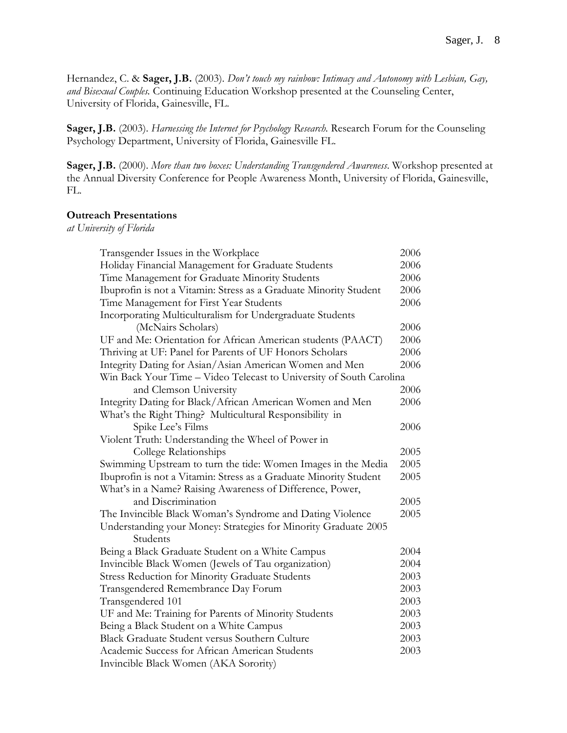Hernandez, C. & **Sager, J.B.** (2003). *Don't touch my rainbow: Intimacy and Autonomy with Lesbian, Gay, and Bisexual Couples.* Continuing Education Workshop presented at the Counseling Center, University of Florida, Gainesville, FL.

**Sager, J.B.** (2003). *Harnessing the Internet for Psychology Research.* Research Forum for the Counseling Psychology Department, University of Florida, Gainesville FL.

**Sager, J.B.** (2000). *More than two boxes: Understanding Transgendered Awareness*. Workshop presented at the Annual Diversity Conference for People Awareness Month, University of Florida, Gainesville, FL.

**Outreach Presentations**
*at University of Florida*

| | |
|---|---|
| Transgender Issues in the Workplace | 2006 |
| Holiday Financial Management for Graduate Students | 2006 |
| Time Management for Graduate Minority Students | 2006 |
| Ibuprofin is not a Vitamin: Stress as a Graduate Minority Student | 2006 |
| Time Management for First Year Students | 2006 |
| Incorporating Multiculturalism for Undergraduate Students (McNairs Scholars) | 2006 |
| UF and Me: Orientation for African American students (PAACT) | 2006 |
| Thriving at UF: Panel for Parents of UF Honors Scholars | 2006 |
| Integrity Dating for Asian/Asian American Women and Men | 2006 |
| Win Back Your Time – Video Telecast to University of South Carolina and Clemson University | 2006 |
| Integrity Dating for Black/African American Women and Men | 2006 |
| What's the Right Thing? Multicultural Responsibility in Spike Lee's Films | 2006 |
| Violent Truth: Understanding the Wheel of Power in College Relationships | 2005 |
| Swimming Upstream to turn the tide: Women Images in the Media | 2005 |
| Ibuprofin is not a Vitamin: Stress as a Graduate Minority Student | 2005 |
| What's in a Name? Raising Awareness of Difference, Power, and Discrimination | 2005 |
| The Invincible Black Woman's Syndrome and Dating Violence | 2005 |
| Understanding your Money: Strategies for Minority Graduate Students | 2005 |
| Being a Black Graduate Student on a White Campus | 2004 |
| Invincible Black Women (Jewels of Tau organization) | 2004 |
| Stress Reduction for Minority Graduate Students | 2003 |
| Transgendered Remembrance Day Forum | 2003 |
| Transgendered 101 | 2003 |
| UF and Me: Training for Parents of Minority Students | 2003 |
| Being a Black Student on a White Campus | 2003 |
| Black Graduate Student versus Southern Culture | 2003 |
| Academic Success for African American Students | 2003 |
| Invincible Black Women (AKA Sorority) | |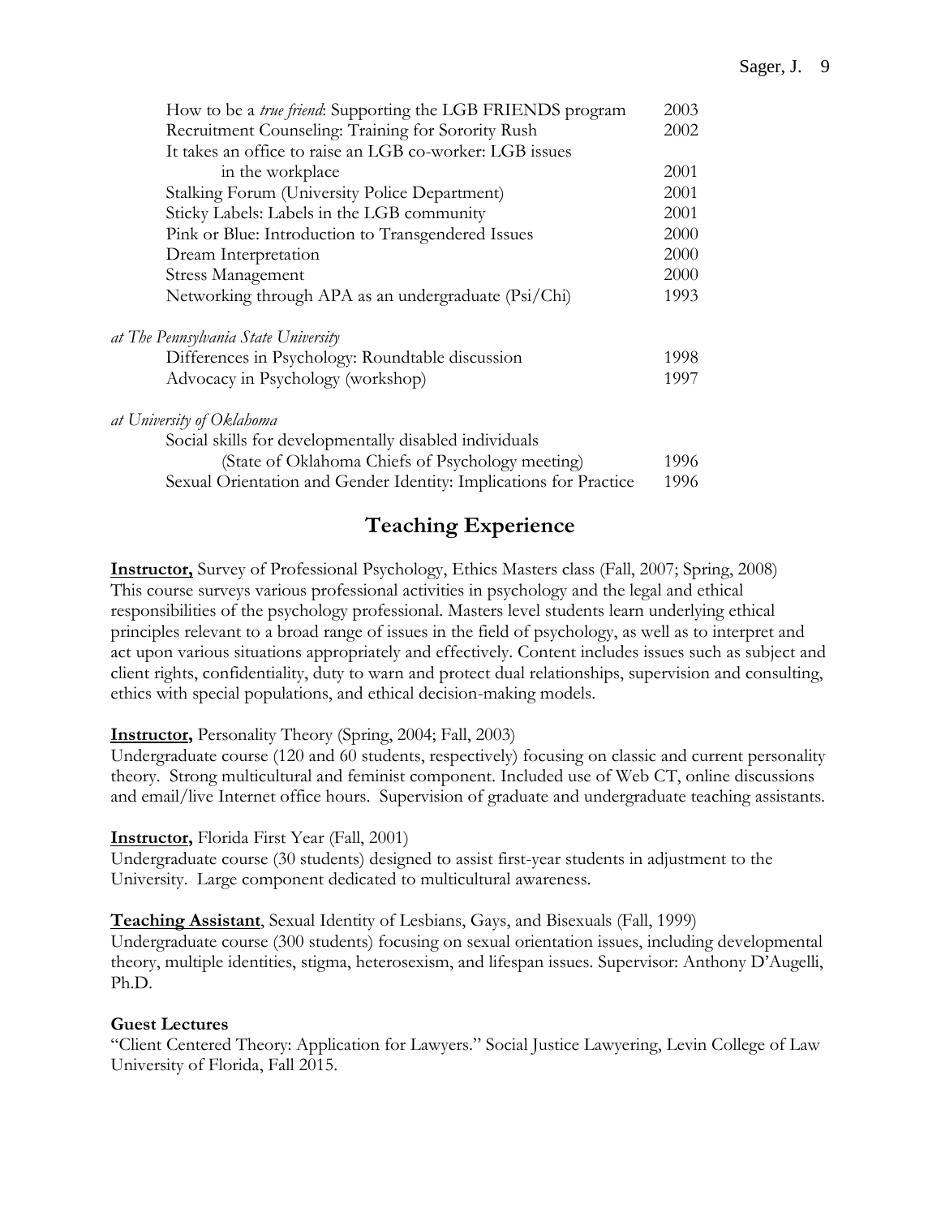How to be a *true friend*: Supporting the LGB FRIENDS program 2003
Recruitment Counseling: Training for Sorority Rush 2002
It takes an office to raise an LGB co-worker: LGB issues in the workplace 2001
Stalking Forum (University Police Department) 2001
Sticky Labels: Labels in the LGB community 2001
Pink or Blue: Introduction to Transgendered Issues 2000
Dream Interpretation 2000
Stress Management 2000
Networking through APA as an undergraduate (Psi/Chi) 1993

*at The Pennsylvania State University*

Differences in Psychology: Roundtable discussion 1998
Advocacy in Psychology (workshop) 1997

*at University of Oklahoma*

Social skills for developmentally disabled individuals (State of Oklahoma Chiefs of Psychology meeting) 1996
Sexual Orientation and Gender Identity: Implications for Practice 1996

## Teaching Experience

**Instructor,** Survey of Professional Psychology, Ethics Masters class (Fall, 2007; Spring, 2008)
This course surveys various professional activities in psychology and the legal and ethical responsibilities of the psychology professional. Masters level students learn underlying ethical principles relevant to a broad range of issues in the field of psychology, as well as to interpret and act upon various situations appropriately and effectively. Content includes issues such as subject and client rights, confidentiality, duty to warn and protect dual relationships, supervision and consulting, ethics with special populations, and ethical decision-making models.

**Instructor,** Personality Theory (Spring, 2004; Fall, 2003)
Undergraduate course (120 and 60 students, respectively) focusing on classic and current personality theory. Strong multicultural and feminist component. Included use of Web CT, online discussions and email/live Internet office hours. Supervision of graduate and undergraduate teaching assistants.

**Instructor,** Florida First Year (Fall, 2001)
Undergraduate course (30 students) designed to assist first-year students in adjustment to the University. Large component dedicated to multicultural awareness.

**Teaching Assistant**, Sexual Identity of Lesbians, Gays, and Bisexuals (Fall, 1999)
Undergraduate course (300 students) focusing on sexual orientation issues, including developmental theory, multiple identities, stigma, heterosexism, and lifespan issues. Supervisor: Anthony D'Augelli, Ph.D.

**Guest Lectures**

"Client Centered Theory: Application for Lawyers." Social Justice Lawyering, Levin College of Law University of Florida, Fall 2015.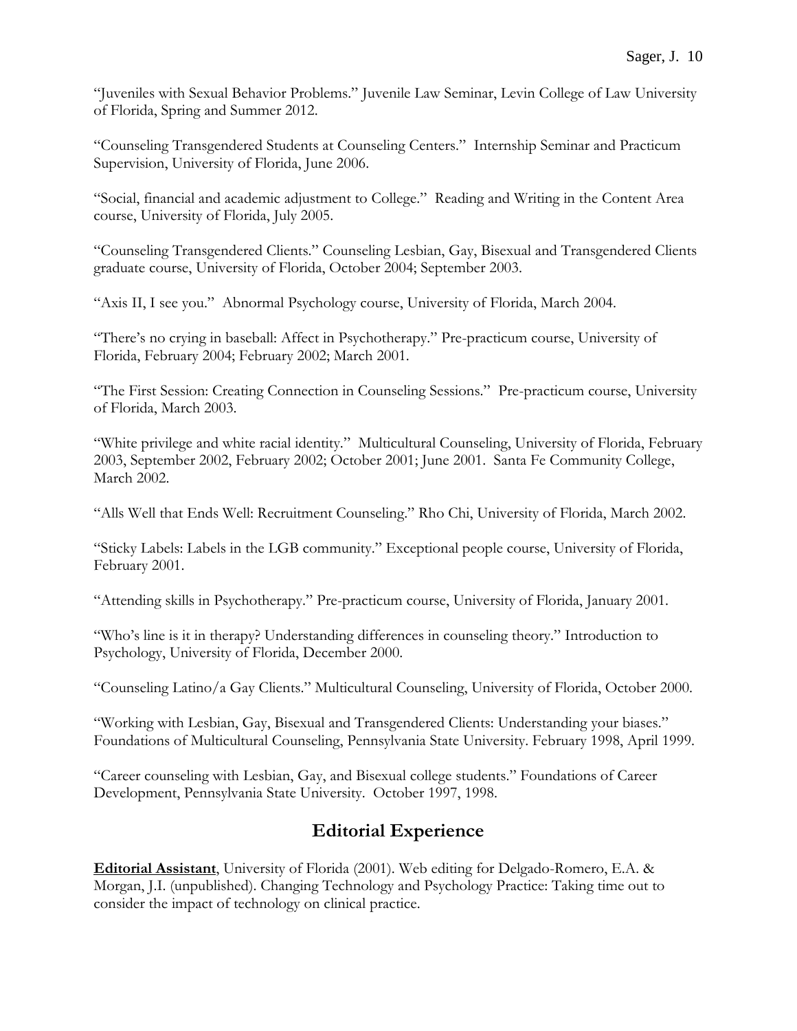"Juveniles with Sexual Behavior Problems." Juvenile Law Seminar, Levin College of Law University of Florida, Spring and Summer 2012.

"Counseling Transgendered Students at Counseling Centers." Internship Seminar and Practicum Supervision, University of Florida, June 2006.

"Social, financial and academic adjustment to College." Reading and Writing in the Content Area course, University of Florida, July 2005.

"Counseling Transgendered Clients." Counseling Lesbian, Gay, Bisexual and Transgendered Clients graduate course, University of Florida, October 2004; September 2003.

"Axis II, I see you." Abnormal Psychology course, University of Florida, March 2004.

"There's no crying in baseball: Affect in Psychotherapy." Pre-practicum course, University of Florida, February 2004; February 2002; March 2001.

"The First Session: Creating Connection in Counseling Sessions." Pre-practicum course, University of Florida, March 2003.

"White privilege and white racial identity." Multicultural Counseling, University of Florida, February 2003, September 2002, February 2002; October 2001; June 2001. Santa Fe Community College, March 2002.

"Alls Well that Ends Well: Recruitment Counseling." Rho Chi, University of Florida, March 2002.

"Sticky Labels: Labels in the LGB community." Exceptional people course, University of Florida, February 2001.

"Attending skills in Psychotherapy." Pre-practicum course, University of Florida, January 2001.

"Who's line is it in therapy? Understanding differences in counseling theory." Introduction to Psychology, University of Florida, December 2000.

"Counseling Latino/a Gay Clients." Multicultural Counseling, University of Florida, October 2000.

"Working with Lesbian, Gay, Bisexual and Transgendered Clients: Understanding your biases." Foundations of Multicultural Counseling, Pennsylvania State University. February 1998, April 1999.

"Career counseling with Lesbian, Gay, and Bisexual college students." Foundations of Career Development, Pennsylvania State University. October 1997, 1998.

## Editorial Experience

**Editorial Assistant**, University of Florida (2001). Web editing for Delgado-Romero, E.A. & Morgan, J.I. (unpublished). Changing Technology and Psychology Practice: Taking time out to consider the impact of technology on clinical practice.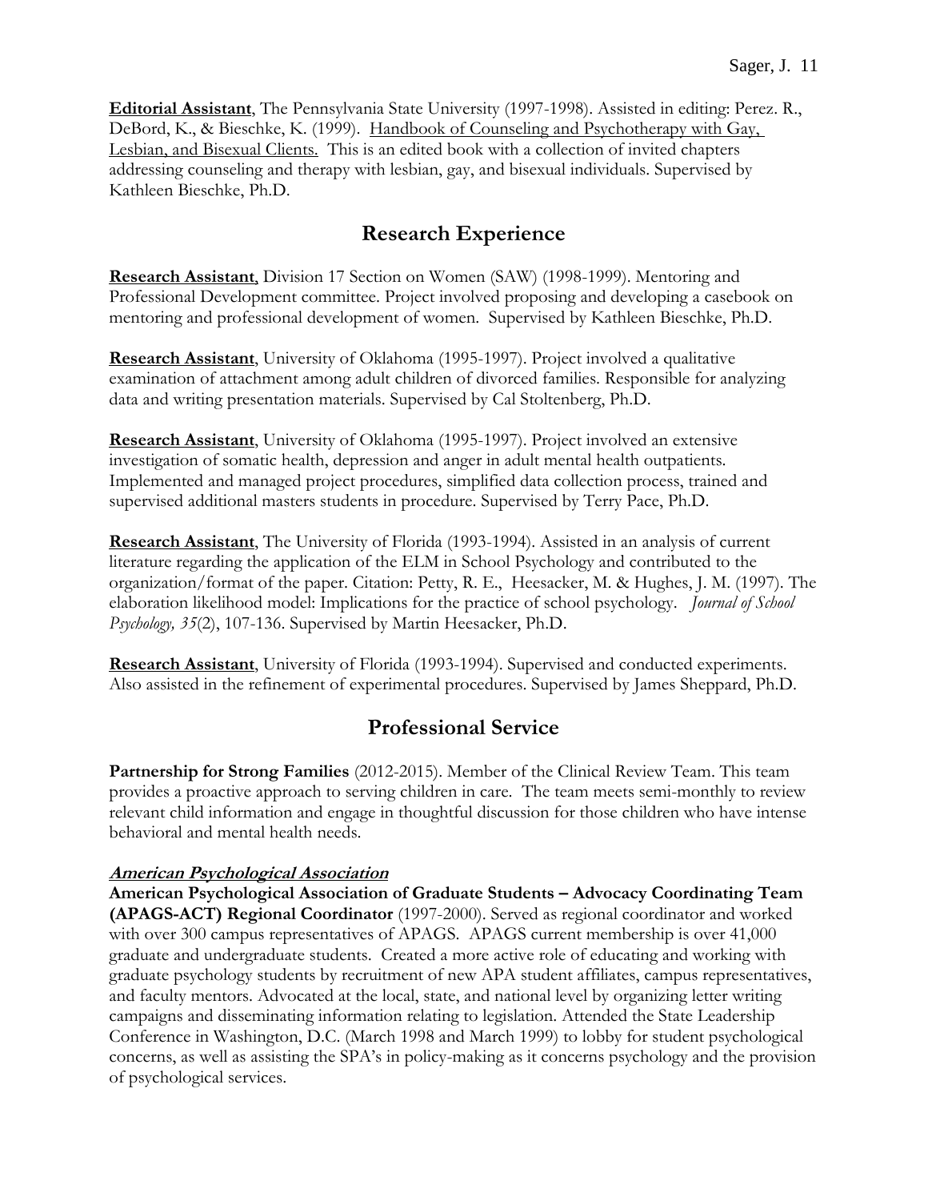**Editorial Assistant**, The Pennsylvania State University (1997-1998). Assisted in editing: Perez. R., DeBord, K., & Bieschke, K. (1999). Handbook of Counseling and Psychotherapy with Gay, Lesbian, and Bisexual Clients. This is an edited book with a collection of invited chapters addressing counseling and therapy with lesbian, gay, and bisexual individuals. Supervised by Kathleen Bieschke, Ph.D.

## Research Experience

**Research Assistant**, Division 17 Section on Women (SAW) (1998-1999). Mentoring and Professional Development committee. Project involved proposing and developing a casebook on mentoring and professional development of women. Supervised by Kathleen Bieschke, Ph.D.

**Research Assistant**, University of Oklahoma (1995-1997). Project involved a qualitative examination of attachment among adult children of divorced families. Responsible for analyzing data and writing presentation materials. Supervised by Cal Stoltenberg, Ph.D.

**Research Assistant**, University of Oklahoma (1995-1997). Project involved an extensive investigation of somatic health, depression and anger in adult mental health outpatients. Implemented and managed project procedures, simplified data collection process, trained and supervised additional masters students in procedure. Supervised by Terry Pace, Ph.D.

**Research Assistant**, The University of Florida (1993-1994). Assisted in an analysis of current literature regarding the application of the ELM in School Psychology and contributed to the organization/format of the paper. Citation: Petty, R. E., Heesacker, M. & Hughes, J. M. (1997). The elaboration likelihood model: Implications for the practice of school psychology. *Journal of School Psychology, 35*(2), 107-136. Supervised by Martin Heesacker, Ph.D.

**Research Assistant**, University of Florida (1993-1994). Supervised and conducted experiments. Also assisted in the refinement of experimental procedures. Supervised by James Sheppard, Ph.D.

## Professional Service

**Partnership for Strong Families** (2012-2015). Member of the Clinical Review Team. This team provides a proactive approach to serving children in care. The team meets semi-monthly to review relevant child information and engage in thoughtful discussion for those children who have intense behavioral and mental health needs.

***American Psychological Association***

**American Psychological Association of Graduate Students – Advocacy Coordinating Team (APAGS-ACT) Regional Coordinator** (1997-2000). Served as regional coordinator and worked with over 300 campus representatives of APAGS. APAGS current membership is over 41,000 graduate and undergraduate students. Created a more active role of educating and working with graduate psychology students by recruitment of new APA student affiliates, campus representatives, and faculty mentors. Advocated at the local, state, and national level by organizing letter writing campaigns and disseminating information relating to legislation. Attended the State Leadership Conference in Washington, D.C. (March 1998 and March 1999) to lobby for student psychological concerns, as well as assisting the SPA's in policy-making as it concerns psychology and the provision of psychological services.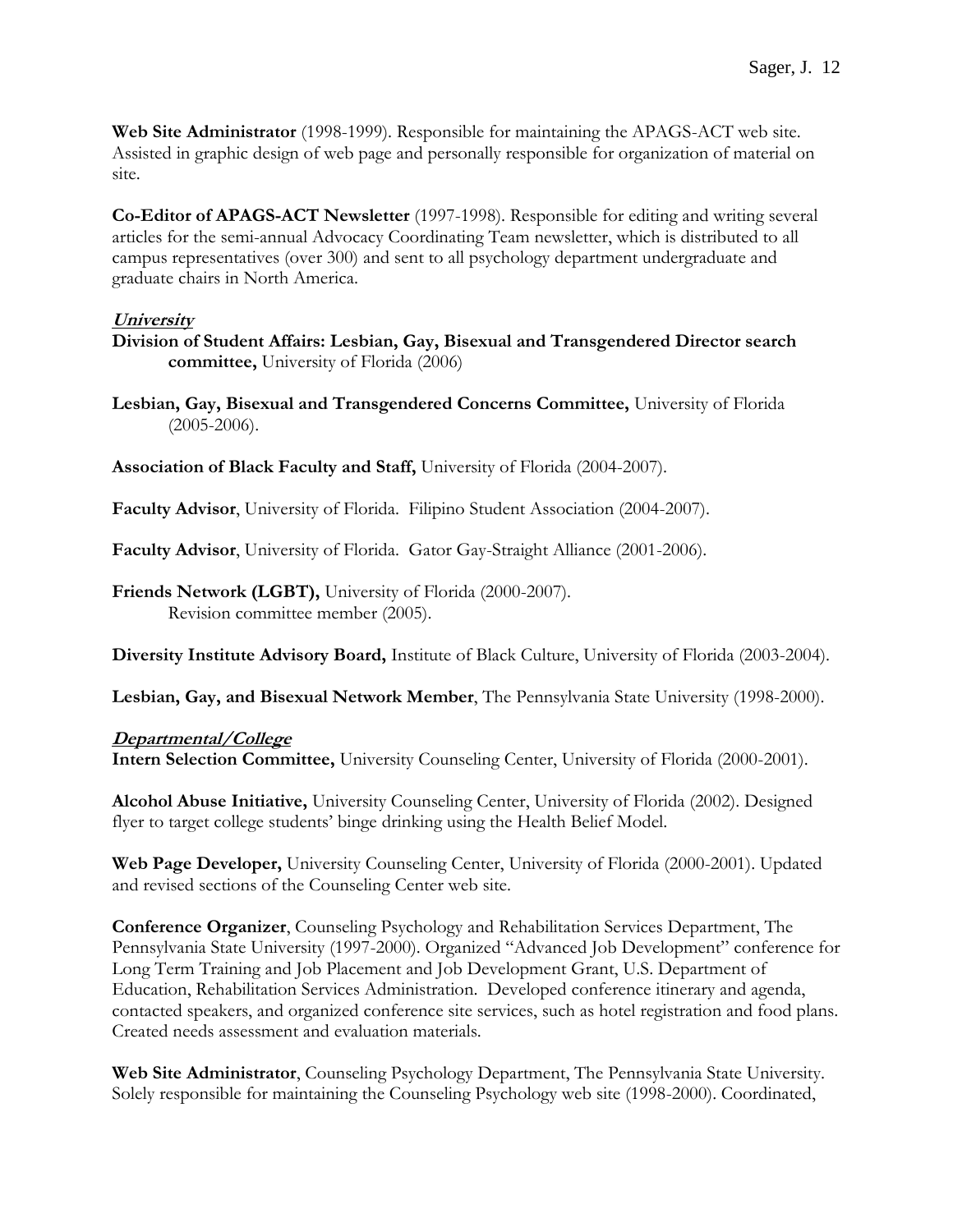**Web Site Administrator** (1998-1999). Responsible for maintaining the APAGS-ACT web site. Assisted in graphic design of web page and personally responsible for organization of material on site.

**Co-Editor of APAGS-ACT Newsletter** (1997-1998). Responsible for editing and writing several articles for the semi-annual Advocacy Coordinating Team newsletter, which is distributed to all campus representatives (over 300) and sent to all psychology department undergraduate and graduate chairs in North America.

***University***

**Division of Student Affairs: Lesbian, Gay, Bisexual and Transgendered Director search committee,** University of Florida (2006)

**Lesbian, Gay, Bisexual and Transgendered Concerns Committee,** University of Florida (2005-2006).

**Association of Black Faculty and Staff,** University of Florida (2004-2007).

**Faculty Advisor**, University of Florida. Filipino Student Association (2004-2007).

**Faculty Advisor**, University of Florida. Gator Gay-Straight Alliance (2001-2006).

**Friends Network (LGBT),** University of Florida (2000-2007).
Revision committee member (2005).

**Diversity Institute Advisory Board,** Institute of Black Culture, University of Florida (2003-2004).

**Lesbian, Gay, and Bisexual Network Member**, The Pennsylvania State University (1998-2000).

***Departmental/College***

**Intern Selection Committee,** University Counseling Center, University of Florida (2000-2001).

**Alcohol Abuse Initiative,** University Counseling Center, University of Florida (2002). Designed flyer to target college students' binge drinking using the Health Belief Model.

**Web Page Developer,** University Counseling Center, University of Florida (2000-2001). Updated and revised sections of the Counseling Center web site.

**Conference Organizer**, Counseling Psychology and Rehabilitation Services Department, The Pennsylvania State University (1997-2000). Organized "Advanced Job Development" conference for Long Term Training and Job Placement and Job Development Grant, U.S. Department of Education, Rehabilitation Services Administration. Developed conference itinerary and agenda, contacted speakers, and organized conference site services, such as hotel registration and food plans. Created needs assessment and evaluation materials.

**Web Site Administrator**, Counseling Psychology Department, The Pennsylvania State University. Solely responsible for maintaining the Counseling Psychology web site (1998-2000). Coordinated,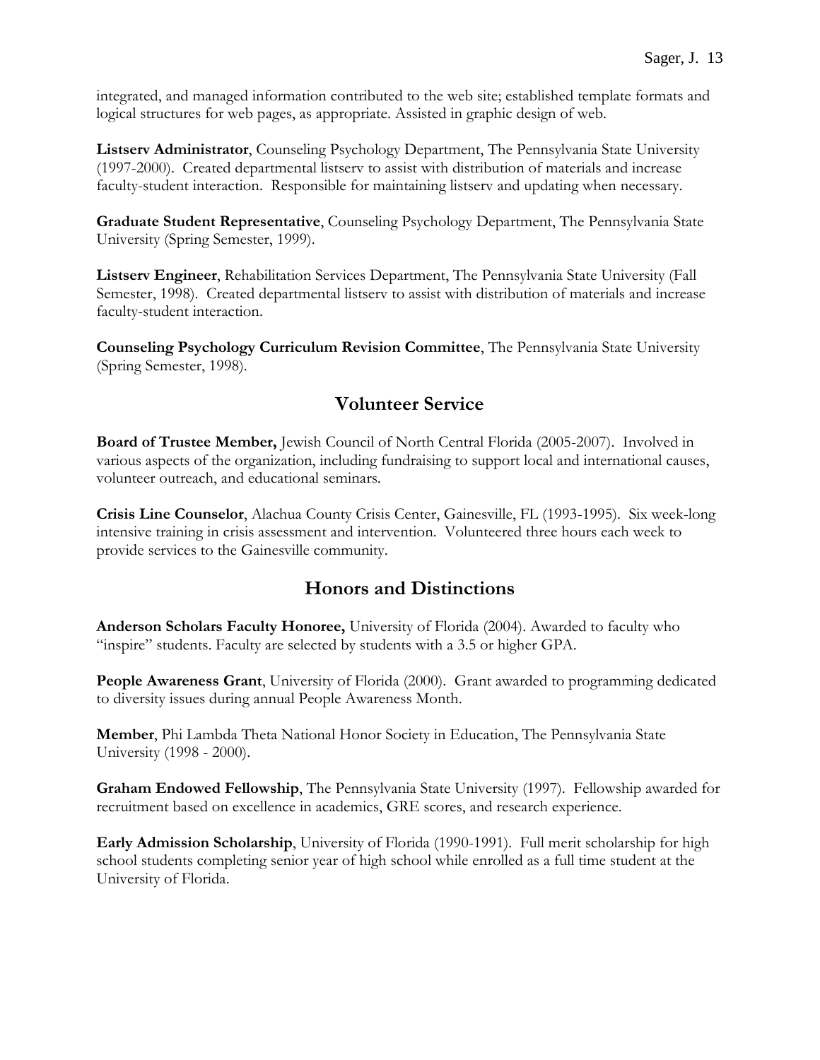integrated, and managed information contributed to the web site; established template formats and logical structures for web pages, as appropriate. Assisted in graphic design of web.

**Listserv Administrator**, Counseling Psychology Department, The Pennsylvania State University (1997-2000). Created departmental listserv to assist with distribution of materials and increase faculty-student interaction. Responsible for maintaining listserv and updating when necessary.

**Graduate Student Representative**, Counseling Psychology Department, The Pennsylvania State University (Spring Semester, 1999).

**Listserv Engineer**, Rehabilitation Services Department, The Pennsylvania State University (Fall Semester, 1998). Created departmental listserv to assist with distribution of materials and increase faculty-student interaction.

**Counseling Psychology Curriculum Revision Committee**, The Pennsylvania State University (Spring Semester, 1998).

## Volunteer Service

**Board of Trustee Member,** Jewish Council of North Central Florida (2005-2007). Involved in various aspects of the organization, including fundraising to support local and international causes, volunteer outreach, and educational seminars.

**Crisis Line Counselor**, Alachua County Crisis Center, Gainesville, FL (1993-1995). Six week-long intensive training in crisis assessment and intervention. Volunteered three hours each week to provide services to the Gainesville community.

## Honors and Distinctions

**Anderson Scholars Faculty Honoree,** University of Florida (2004). Awarded to faculty who "inspire" students. Faculty are selected by students with a 3.5 or higher GPA.

**People Awareness Grant**, University of Florida (2000). Grant awarded to programming dedicated to diversity issues during annual People Awareness Month.

**Member**, Phi Lambda Theta National Honor Society in Education, The Pennsylvania State University (1998 - 2000).

**Graham Endowed Fellowship**, The Pennsylvania State University (1997). Fellowship awarded for recruitment based on excellence in academics, GRE scores, and research experience.

**Early Admission Scholarship**, University of Florida (1990-1991). Full merit scholarship for high school students completing senior year of high school while enrolled as a full time student at the University of Florida.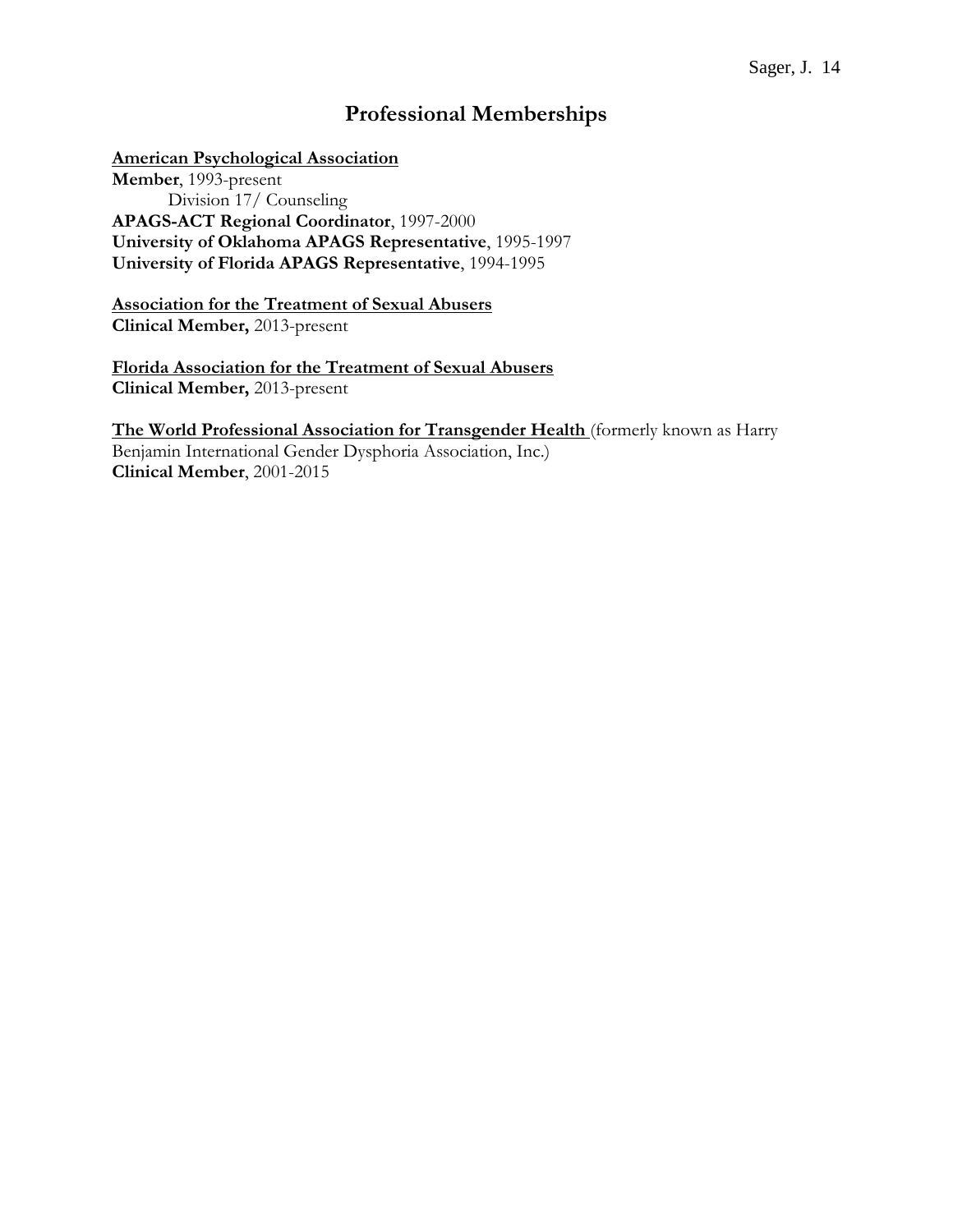## Professional Memberships

**American Psychological Association**
**Member**, 1993-present
Division 17/ Counseling
**APAGS-ACT Regional Coordinator**, 1997-2000
**University of Oklahoma APAGS Representative**, 1995-1997
**University of Florida APAGS Representative**, 1994-1995

**Association for the Treatment of Sexual Abusers**
**Clinical Member,** 2013-present

**Florida Association for the Treatment of Sexual Abusers**
**Clinical Member,** 2013-present

**The World Professional Association for Transgender Health** (formerly known as Harry Benjamin International Gender Dysphoria Association, Inc.)
**Clinical Member**, 2001-2015